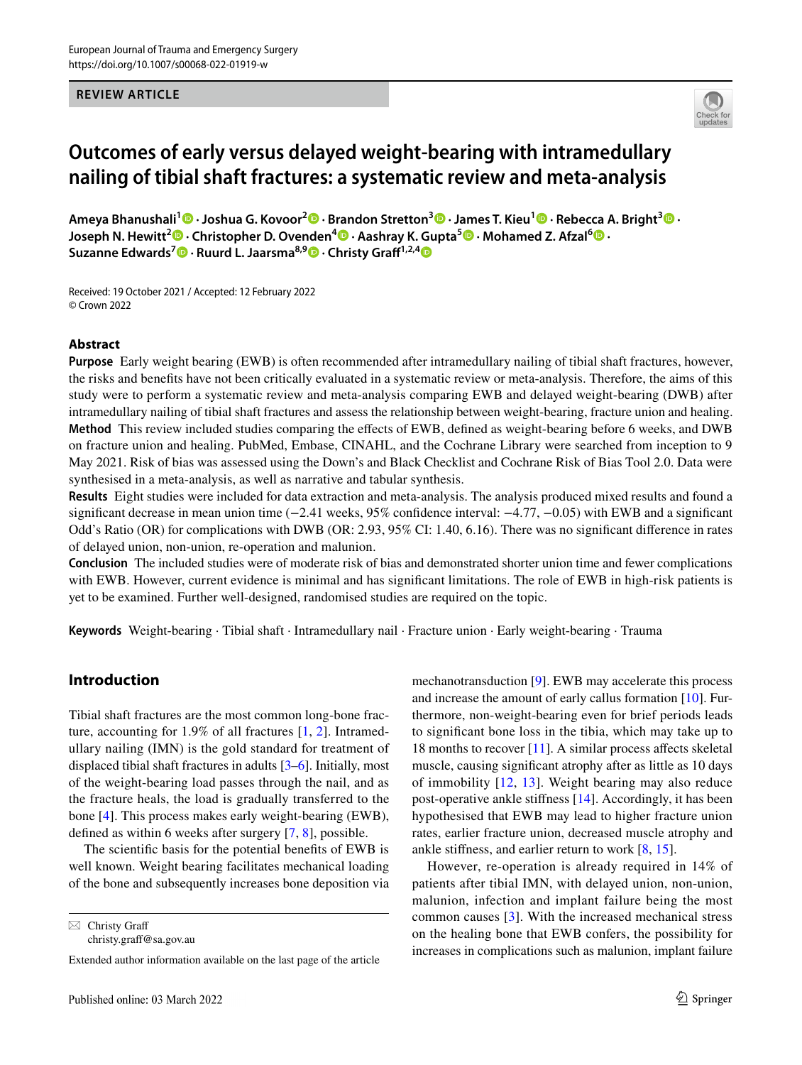REVIEW ARTICLE

# Outcomes of early versus delayed weight-bearing with intramedullary nailing of tibial shaft fractures: a systematic review and meta-analysis

**Ameya Bhanushali[1] · Joshua G. Kovoor[2] · Brandon Stretton[3] · James T. Kieu[1] · Rebecca A. Bright[3] · Joseph N. Hewitt[2] · Christopher D. Ovenden[4] · Aashray K. Gupta[5] · Mohamed Z. Afzal[6] · Suzanne Edwards[7] · Ruurd L. Jaarsma[8,9] · Christy Graff[1,2,4]**

Received: 19 October 2021 / Accepted: 12 February 2022
© Crown 2022

## Abstract

**Purpose** Early weight bearing (EWB) is often recommended after intramedullary nailing of tibial shaft fractures, however, the risks and benefits have not been critically evaluated in a systematic review or meta-analysis. Therefore, the aims of this study were to perform a systematic review and meta-analysis comparing EWB and delayed weight-bearing (DWB) after intramedullary nailing of tibial shaft fractures and assess the relationship between weight-bearing, fracture union and healing.

**Method** This review included studies comparing the effects of EWB, defined as weight-bearing before 6 weeks, and DWB on fracture union and healing. PubMed, Embase, CINAHL, and the Cochrane Library were searched from inception to 9 May 2021. Risk of bias was assessed using the Down's and Black Checklist and Cochrane Risk of Bias Tool 2.0. Data were synthesised in a meta-analysis, as well as narrative and tabular synthesis.

**Results** Eight studies were included for data extraction and meta-analysis. The analysis produced mixed results and found a significant decrease in mean union time (−2.41 weeks, 95% confidence interval: −4.77, −0.05) with EWB and a significant Odd's Ratio (OR) for complications with DWB (OR: 2.93, 95% CI: 1.40, 6.16). There was no significant difference in rates of delayed union, non-union, re-operation and malunion.

**Conclusion** The included studies were of moderate risk of bias and demonstrated shorter union time and fewer complications with EWB. However, current evidence is minimal and has significant limitations. The role of EWB in high-risk patients is yet to be examined. Further well-designed, randomised studies are required on the topic.

**Keywords** Weight-bearing · Tibial shaft · Intramedullary nail · Fracture union · Early weight-bearing · Trauma

## Introduction

Tibial shaft fractures are the most common long-bone fracture, accounting for 1.9% of all fractures [1, 2]. Intramedullary nailing (IMN) is the gold standard for treatment of displaced tibial shaft fractures in adults [3–6]. Initially, most of the weight-bearing load passes through the nail, and as the fracture heals, the load is gradually transferred to the bone [4]. This process makes early weight-bearing (EWB), defined as within 6 weeks after surgery [7, 8], possible.

The scientific basis for the potential benefits of EWB is well known. Weight bearing facilitates mechanical loading of the bone and subsequently increases bone deposition via mechanotransduction [9]. EWB may accelerate this process and increase the amount of early callus formation [10]. Furthermore, non-weight-bearing even for brief periods leads to significant bone loss in the tibia, which may take up to 18 months to recover [11]. A similar process affects skeletal muscle, causing significant atrophy after as little as 10 days of immobility [12, 13]. Weight bearing may also reduce post-operative ankle stiffness [14]. Accordingly, it has been hypothesised that EWB may lead to higher fracture union rates, earlier fracture union, decreased muscle atrophy and ankle stiffness, and earlier return to work [8, 15].

However, re-operation is already required in 14% of patients after tibial IMN, with delayed union, non-union, malunion, infection and implant failure being the most common causes [3]. With the increased mechanical stress on the healing bone that EWB confers, the possibility for increases in complications such as malunion, implant failure

✉ Christy Graff
christy.graff@sa.gov.au

Extended author information available on the last page of the article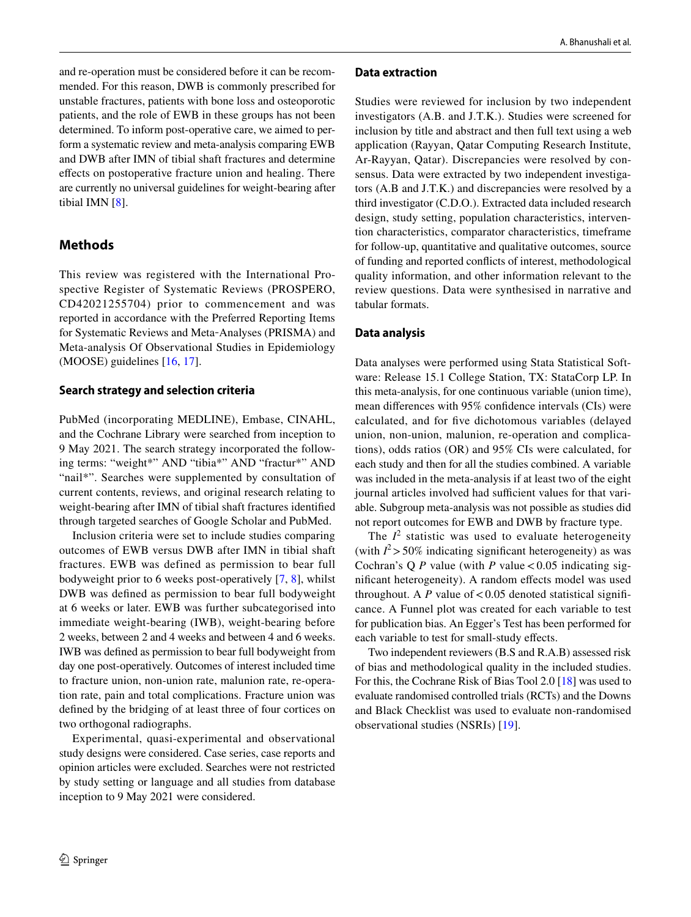and re-operation must be considered before it can be recommended. For this reason, DWB is commonly prescribed for unstable fractures, patients with bone loss and osteoporotic patients, and the role of EWB in these groups has not been determined. To inform post-operative care, we aimed to perform a systematic review and meta-analysis comparing EWB and DWB after IMN of tibial shaft fractures and determine effects on postoperative fracture union and healing. There are currently no universal guidelines for weight-bearing after tibial IMN [8].

## Methods

This review was registered with the International Prospective Register of Systematic Reviews (PROSPERO, CD42021255704) prior to commencement and was reported in accordance with the Preferred Reporting Items for Systematic Reviews and Meta-Analyses (PRISMA) and Meta-analysis Of Observational Studies in Epidemiology (MOOSE) guidelines [16, 17].

### Search strategy and selection criteria

PubMed (incorporating MEDLINE), Embase, CINAHL, and the Cochrane Library were searched from inception to 9 May 2021. The search strategy incorporated the following terms: "weight*" AND "tibia*" AND "fractur*" AND "nail*". Searches were supplemented by consultation of current contents, reviews, and original research relating to weight-bearing after IMN of tibial shaft fractures identified through targeted searches of Google Scholar and PubMed.

Inclusion criteria were set to include studies comparing outcomes of EWB versus DWB after IMN in tibial shaft fractures. EWB was defined as permission to bear full bodyweight prior to 6 weeks post-operatively [7, 8], whilst DWB was defined as permission to bear full bodyweight at 6 weeks or later. EWB was further subcategorised into immediate weight-bearing (IWB), weight-bearing before 2 weeks, between 2 and 4 weeks and between 4 and 6 weeks. IWB was defined as permission to bear full bodyweight from day one post-operatively. Outcomes of interest included time to fracture union, non-union rate, malunion rate, re-operation rate, pain and total complications. Fracture union was defined by the bridging of at least three of four cortices on two orthogonal radiographs.

Experimental, quasi-experimental and observational study designs were considered. Case series, case reports and opinion articles were excluded. Searches were not restricted by study setting or language and all studies from database inception to 9 May 2021 were considered.

### Data extraction

Studies were reviewed for inclusion by two independent investigators (A.B. and J.T.K.). Studies were screened for inclusion by title and abstract and then full text using a web application (Rayyan, Qatar Computing Research Institute, Ar-Rayyan, Qatar). Discrepancies were resolved by consensus. Data were extracted by two independent investigators (A.B and J.T.K.) and discrepancies were resolved by a third investigator (C.D.O.). Extracted data included research design, study setting, population characteristics, intervention characteristics, comparator characteristics, timeframe for follow-up, quantitative and qualitative outcomes, source of funding and reported conflicts of interest, methodological quality information, and other information relevant to the review questions. Data were synthesised in narrative and tabular formats.

### Data analysis

Data analyses were performed using Stata Statistical Software: Release 15.1 College Station, TX: StataCorp LP. In this meta-analysis, for one continuous variable (union time), mean differences with 95% confidence intervals (CIs) were calculated, and for five dichotomous variables (delayed union, non-union, malunion, re-operation and complications), odds ratios (OR) and 95% CIs were calculated, for each study and then for all the studies combined. A variable was included in the meta-analysis if at least two of the eight journal articles involved had sufficient values for that variable. Subgroup meta-analysis was not possible as studies did not report outcomes for EWB and DWB by fracture type.

The $I^2$ statistic was used to evaluate heterogeneity (with $I^2 > 50\%$ indicating significant heterogeneity) as was Cochran's Q $P$ value (with $P$ value $< 0.05$ indicating significant heterogeneity). A random effects model was used throughout. A $P$ value of $< 0.05$ denoted statistical significance. A Funnel plot was created for each variable to test for publication bias. An Egger's Test has been performed for each variable to test for small-study effects.

Two independent reviewers (B.S and R.A.B) assessed risk of bias and methodological quality in the included studies. For this, the Cochrane Risk of Bias Tool 2.0 [18] was used to evaluate randomised controlled trials (RCTs) and the Downs and Black Checklist was used to evaluate non-randomised observational studies (NSRIs) [19].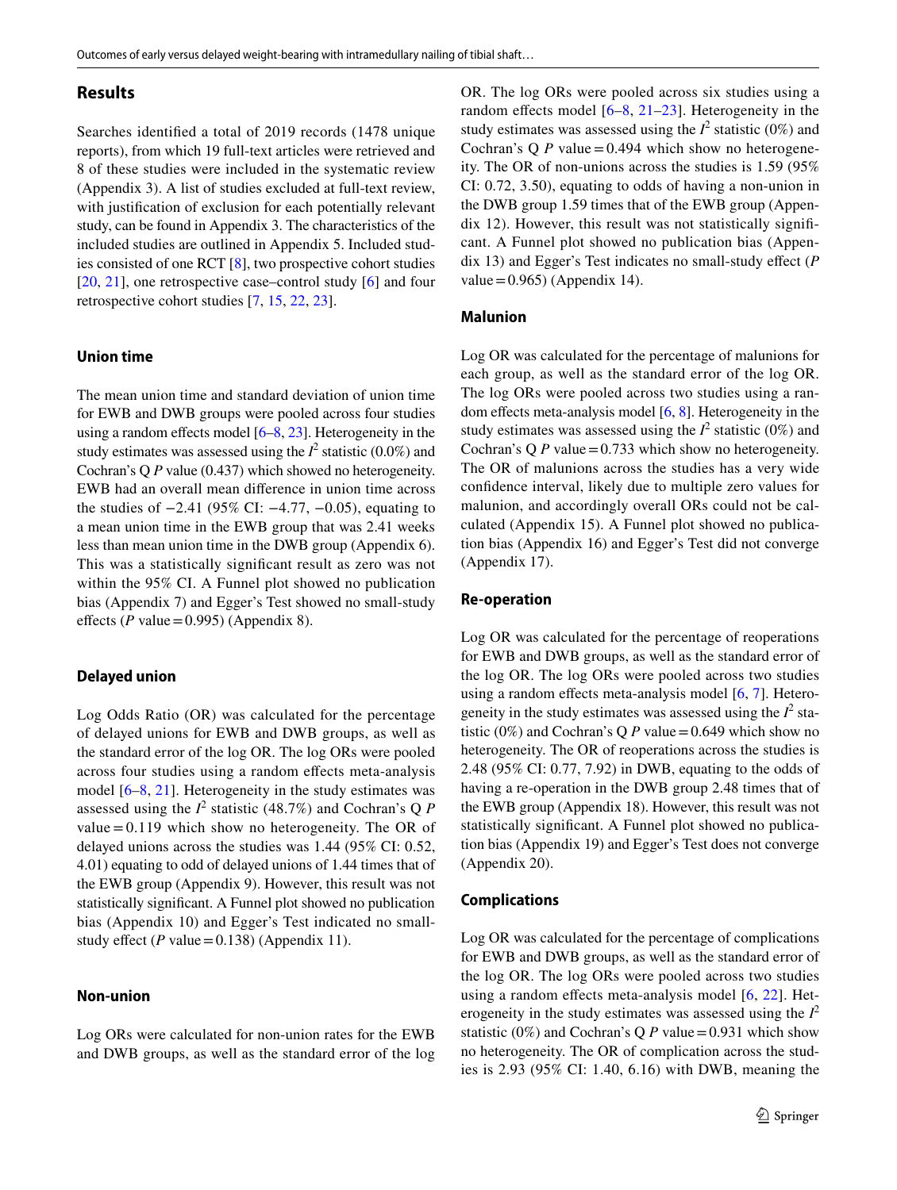## Results

Searches identified a total of 2019 records (1478 unique reports), from which 19 full-text articles were retrieved and 8 of these studies were included in the systematic review (Appendix 3). A list of studies excluded at full-text review, with justification of exclusion for each potentially relevant study, can be found in Appendix 3. The characteristics of the included studies are outlined in Appendix 5. Included studies consisted of one RCT [8], two prospective cohort studies [20, 21], one retrospective case–control study [6] and four retrospective cohort studies [7, 15, 22, 23].

### Union time

The mean union time and standard deviation of union time for EWB and DWB groups were pooled across four studies using a random effects model [6–8, 23]. Heterogeneity in the study estimates was assessed using the $I^2$ statistic (0.0%) and Cochran's Q *P* value (0.437) which showed no heterogeneity. EWB had an overall mean difference in union time across the studies of −2.41 (95% CI: −4.77, −0.05), equating to a mean union time in the EWB group that was 2.41 weeks less than mean union time in the DWB group (Appendix 6). This was a statistically significant result as zero was not within the 95% CI. A Funnel plot showed no publication bias (Appendix 7) and Egger's Test showed no small-study effects (*P* value = 0.995) (Appendix 8).

### Delayed union

Log Odds Ratio (OR) was calculated for the percentage of delayed unions for EWB and DWB groups, as well as the standard error of the log OR. The log ORs were pooled across four studies using a random effects meta-analysis model [6–8, 21]. Heterogeneity in the study estimates was assessed using the $I^2$ statistic (48.7%) and Cochran's Q *P* value = 0.119 which show no heterogeneity. The OR of delayed unions across the studies was 1.44 (95% CI: 0.52, 4.01) equating to odd of delayed unions of 1.44 times that of the EWB group (Appendix 9). However, this result was not statistically significant. A Funnel plot showed no publication bias (Appendix 10) and Egger's Test indicated no small-study effect (*P* value = 0.138) (Appendix 11).

### Non-union

Log ORs were calculated for non-union rates for the EWB and DWB groups, as well as the standard error of the log OR. The log ORs were pooled across six studies using a random effects model [6–8, 21–23]. Heterogeneity in the study estimates was assessed using the $I^2$ statistic (0%) and Cochran's Q *P* value = 0.494 which show no heterogeneity. The OR of non-unions across the studies is 1.59 (95% CI: 0.72, 3.50), equating to odds of having a non-union in the DWB group 1.59 times that of the EWB group (Appendix 12). However, this result was not statistically significant. A Funnel plot showed no publication bias (Appendix 13) and Egger's Test indicates no small-study effect (*P* value = 0.965) (Appendix 14).

### Malunion

Log OR was calculated for the percentage of malunions for each group, as well as the standard error of the log OR. The log ORs were pooled across two studies using a random effects meta-analysis model [6, 8]. Heterogeneity in the study estimates was assessed using the $I^2$ statistic (0%) and Cochran's Q *P* value = 0.733 which show no heterogeneity. The OR of malunions across the studies has a very wide confidence interval, likely due to multiple zero values for malunion, and accordingly overall ORs could not be calculated (Appendix 15). A Funnel plot showed no publication bias (Appendix 16) and Egger's Test did not converge (Appendix 17).

### Re-operation

Log OR was calculated for the percentage of reoperations for EWB and DWB groups, as well as the standard error of the log OR. The log ORs were pooled across two studies using a random effects meta-analysis model [6, 7]. Heterogeneity in the study estimates was assessed using the $I^2$ statistic (0%) and Cochran's Q *P* value = 0.649 which show no heterogeneity. The OR of reoperations across the studies is 2.48 (95% CI: 0.77, 7.92) in DWB, equating to the odds of having a re-operation in the DWB group 2.48 times that of the EWB group (Appendix 18). However, this result was not statistically significant. A Funnel plot showed no publication bias (Appendix 19) and Egger's Test does not converge (Appendix 20).

### Complications

Log OR was calculated for the percentage of complications for EWB and DWB groups, as well as the standard error of the log OR. The log ORs were pooled across two studies using a random effects meta-analysis model [6, 22]. Heterogeneity in the study estimates was assessed using the $I^2$ statistic (0%) and Cochran's Q *P* value = 0.931 which show no heterogeneity. The OR of complication across the studies is 2.93 (95% CI: 1.40, 6.16) with DWB, meaning the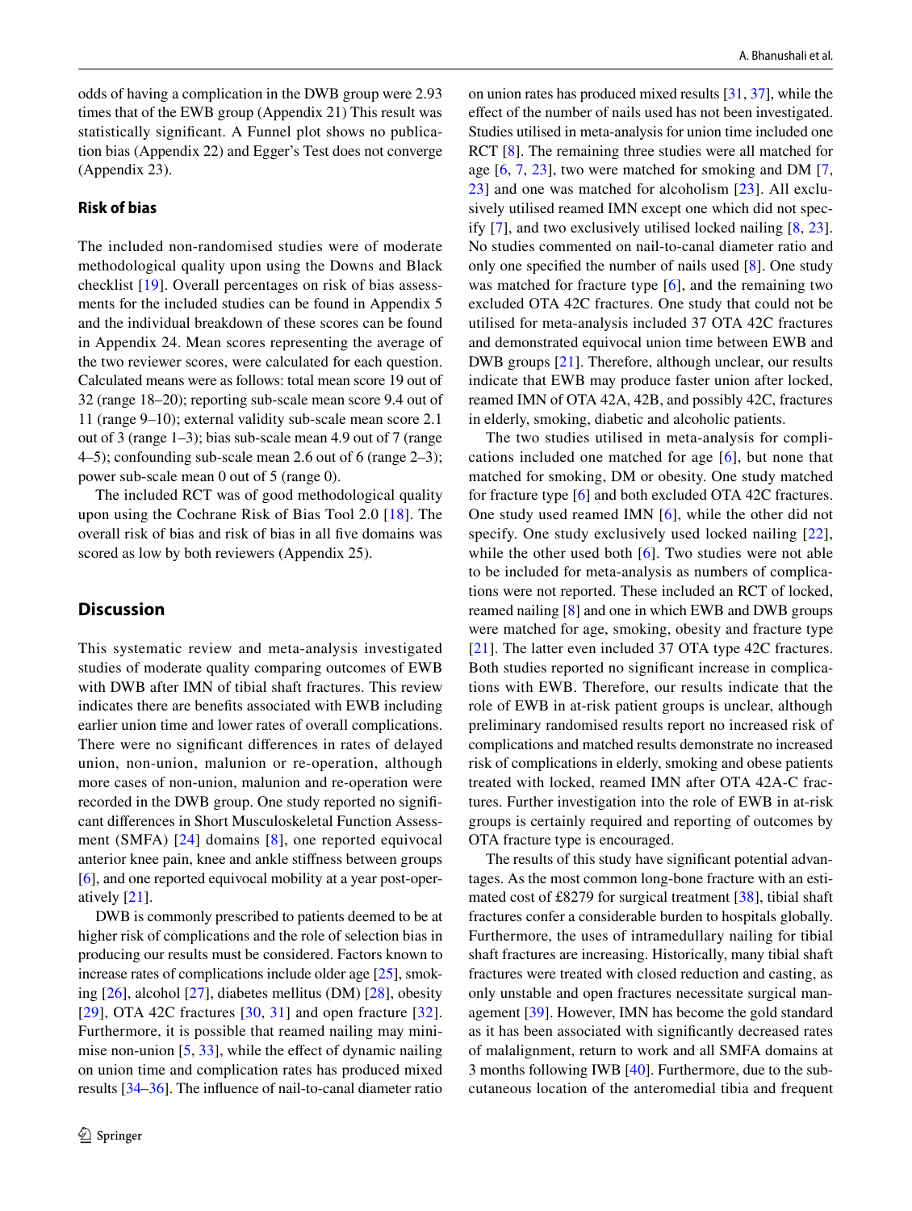odds of having a complication in the DWB group were 2.93 times that of the EWB group (Appendix 21) This result was statistically significant. A Funnel plot shows no publication bias (Appendix 22) and Egger's Test does not converge (Appendix 23).

### Risk of bias

The included non-randomised studies were of moderate methodological quality upon using the Downs and Black checklist [19]. Overall percentages on risk of bias assessments for the included studies can be found in Appendix 5 and the individual breakdown of these scores can be found in Appendix 24. Mean scores representing the average of the two reviewer scores, were calculated for each question. Calculated means were as follows: total mean score 19 out of 32 (range 18–20); reporting sub-scale mean score 9.4 out of 11 (range 9–10); external validity sub-scale mean score 2.1 out of 3 (range 1–3); bias sub-scale mean 4.9 out of 7 (range 4–5); confounding sub-scale mean 2.6 out of 6 (range 2–3); power sub-scale mean 0 out of 5 (range 0).

The included RCT was of good methodological quality upon using the Cochrane Risk of Bias Tool 2.0 [18]. The overall risk of bias and risk of bias in all five domains was scored as low by both reviewers (Appendix 25).

## Discussion

This systematic review and meta-analysis investigated studies of moderate quality comparing outcomes of EWB with DWB after IMN of tibial shaft fractures. This review indicates there are benefits associated with EWB including earlier union time and lower rates of overall complications. There were no significant differences in rates of delayed union, non-union, malunion or re-operation, although more cases of non-union, malunion and re-operation were recorded in the DWB group. One study reported no significant differences in Short Musculoskeletal Function Assessment (SMFA) [24] domains [8], one reported equivocal anterior knee pain, knee and ankle stiffness between groups [6], and one reported equivocal mobility at a year post-operatively [21].

DWB is commonly prescribed to patients deemed to be at higher risk of complications and the role of selection bias in producing our results must be considered. Factors known to increase rates of complications include older age [25], smoking [26], alcohol [27], diabetes mellitus (DM) [28], obesity [29], OTA 42C fractures [30, 31] and open fracture [32]. Furthermore, it is possible that reamed nailing may minimise non-union [5, 33], while the effect of dynamic nailing on union time and complication rates has produced mixed results [34–36]. The influence of nail-to-canal diameter ratio on union rates has produced mixed results [31, 37], while the effect of the number of nails used has not been investigated. Studies utilised in meta-analysis for union time included one RCT [8]. The remaining three studies were all matched for age [6, 7, 23], two were matched for smoking and DM [7, 23] and one was matched for alcoholism [23]. All exclusively utilised reamed IMN except one which did not specify [7], and two exclusively utilised locked nailing [8, 23]. No studies commented on nail-to-canal diameter ratio and only one specified the number of nails used [8]. One study was matched for fracture type [6], and the remaining two excluded OTA 42C fractures. One study that could not be utilised for meta-analysis included 37 OTA 42C fractures and demonstrated equivocal union time between EWB and DWB groups [21]. Therefore, although unclear, our results indicate that EWB may produce faster union after locked, reamed IMN of OTA 42A, 42B, and possibly 42C, fractures in elderly, smoking, diabetic and alcoholic patients.

The two studies utilised in meta-analysis for complications included one matched for age [6], but none that matched for smoking, DM or obesity. One study matched for fracture type [6] and both excluded OTA 42C fractures. One study used reamed IMN [6], while the other did not specify. One study exclusively used locked nailing [22], while the other used both [6]. Two studies were not able to be included for meta-analysis of complications as numbers of complications were not reported. These included an RCT of locked, reamed nailing [8] and one in which EWB and DWB groups were matched for age, smoking, obesity and fracture type [21]. The latter even included 37 OTA type 42C fractures. Both studies reported no significant increase in complications with EWB. Therefore, our results indicate that the role of EWB in at-risk patient groups is unclear, although preliminary randomised results report no increased risk of complications and matched results demonstrate no increased risk of complications in elderly, smoking and obese patients treated with locked, reamed IMN after OTA 42A-C fractures. Further investigation into the role of EWB in at-risk groups is certainly required and reporting of outcomes by OTA fracture type is encouraged.

The results of this study have significant potential advantages. As the most common long-bone fracture with an estimated cost of £8279 for surgical treatment [38], tibial shaft fractures confer a considerable burden to hospitals globally. Furthermore, the uses of intramedullary nailing for tibial shaft fractures are increasing. Historically, many tibial shaft fractures were treated with closed reduction and casting, as only unstable and open fractures necessitate surgical management [39]. However, IMN has become the gold standard as it has been associated with significantly decreased rates of malalignment, return to work and all SMFA domains at 3 months following IWB [40]. Furthermore, due to the subcutaneous location of the anteromedial tibia and frequent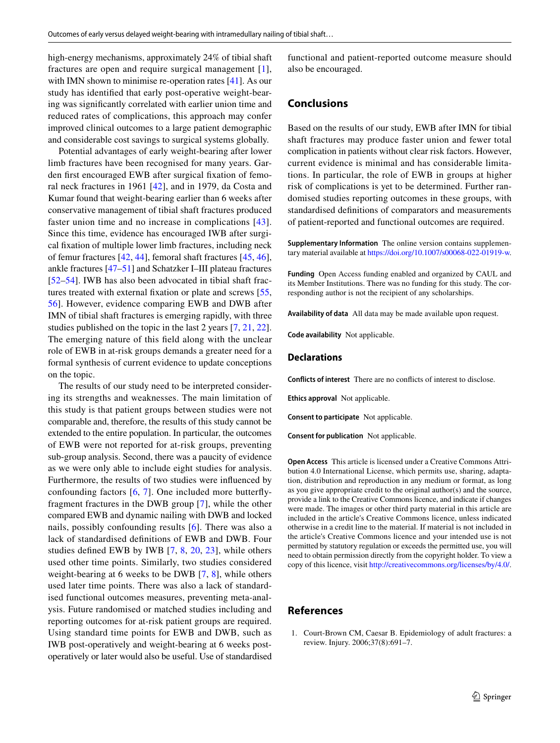high-energy mechanisms, approximately 24% of tibial shaft fractures are open and require surgical management [1], with IMN shown to minimise re-operation rates [41]. As our study has identified that early post-operative weight-bearing was significantly correlated with earlier union time and reduced rates of complications, this approach may confer improved clinical outcomes to a large patient demographic and considerable cost savings to surgical systems globally.

Potential advantages of early weight-bearing after lower limb fractures have been recognised for many years. Garden first encouraged EWB after surgical fixation of femoral neck fractures in 1961 [42], and in 1979, da Costa and Kumar found that weight-bearing earlier than 6 weeks after conservative management of tibial shaft fractures produced faster union time and no increase in complications [43]. Since this time, evidence has encouraged IWB after surgical fixation of multiple lower limb fractures, including neck of femur fractures [42, 44], femoral shaft fractures [45, 46], ankle fractures [47–51] and Schatzker I–III plateau fractures [52–54]. IWB has also been advocated in tibial shaft fractures treated with external fixation or plate and screws [55, 56]. However, evidence comparing EWB and DWB after IMN of tibial shaft fractures is emerging rapidly, with three studies published on the topic in the last 2 years [7, 21, 22]. The emerging nature of this field along with the unclear role of EWB in at-risk groups demands a greater need for a formal synthesis of current evidence to update conceptions on the topic.

The results of our study need to be interpreted considering its strengths and weaknesses. The main limitation of this study is that patient groups between studies were not comparable and, therefore, the results of this study cannot be extended to the entire population. In particular, the outcomes of EWB were not reported for at-risk groups, preventing sub-group analysis. Second, there was a paucity of evidence as we were only able to include eight studies for analysis. Furthermore, the results of two studies were influenced by confounding factors [6, 7]. One included more butterfly-fragment fractures in the DWB group [7], while the other compared EWB and dynamic nailing with DWB and locked nails, possibly confounding results [6]. There was also a lack of standardised definitions of EWB and DWB. Four studies defined EWB by IWB [7, 8, 20, 23], while others used other time points. Similarly, two studies considered weight-bearing at 6 weeks to be DWB [7, 8], while others used later time points. There was also a lack of standardised functional outcomes measures, preventing meta-analysis. Future randomised or matched studies including and reporting outcomes for at-risk patient groups are required. Using standard time points for EWB and DWB, such as IWB post-operatively and weight-bearing at 6 weeks post-operatively or later would also be useful. Use of standardised functional and patient-reported outcome measure should also be encouraged.

## Conclusions

Based on the results of our study, EWB after IMN for tibial shaft fractures may produce faster union and fewer total complication in patients without clear risk factors. However, current evidence is minimal and has considerable limitations. In particular, the role of EWB in groups at higher risk of complications is yet to be determined. Further randomised studies reporting outcomes in these groups, with standardised definitions of comparators and measurements of patient-reported and functional outcomes are required.

**Supplementary Information** The online version contains supplementary material available at https://doi.org/10.1007/s00068-022-01919-w.

**Funding** Open Access funding enabled and organized by CAUL and its Member Institutions. There was no funding for this study. The corresponding author is not the recipient of any scholarships.

**Availability of data** All data may be made available upon request.

**Code availability** Not applicable.

### Declarations

**Conflicts of interest** There are no conflicts of interest to disclose.

**Ethics approval** Not applicable.

**Consent to participate** Not applicable.

**Consent for publication** Not applicable.

**Open Access** This article is licensed under a Creative Commons Attribution 4.0 International License, which permits use, sharing, adaptation, distribution and reproduction in any medium or format, as long as you give appropriate credit to the original author(s) and the source, provide a link to the Creative Commons licence, and indicate if changes were made. The images or other third party material in this article are included in the article's Creative Commons licence, unless indicated otherwise in a credit line to the material. If material is not included in the article's Creative Commons licence and your intended use is not permitted by statutory regulation or exceeds the permitted use, you will need to obtain permission directly from the copyright holder. To view a copy of this licence, visit http://creativecommons.org/licenses/by/4.0/.

## References

1. Court-Brown CM, Caesar B. Epidemiology of adult fractures: a review. Injury. 2006;37(8):691–7.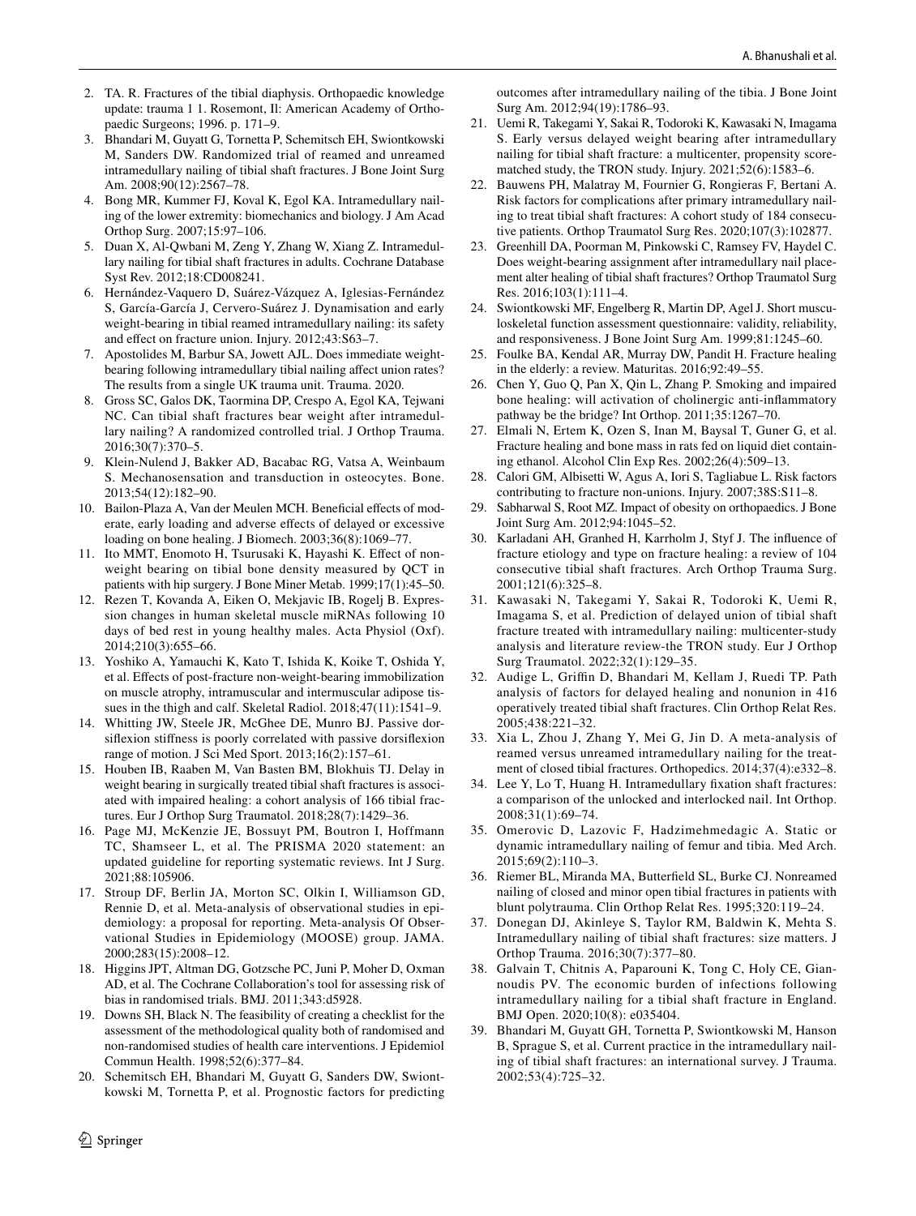2. TA. R. Fractures of the tibial diaphysis. Orthopaedic knowledge update: trauma 1 1. Rosemont, Il: American Academy of Orthopaedic Surgeons; 1996. p. 171–9.
3. Bhandari M, Guyatt G, Tornetta P, Schemitsch EH, Swiontkowski M, Sanders DW. Randomized trial of reamed and unreamed intramedullary nailing of tibial shaft fractures. J Bone Joint Surg Am. 2008;90(12):2567–78.
4. Bong MR, Kummer FJ, Koval K, Egol KA. Intramedullary nailing of the lower extremity: biomechanics and biology. J Am Acad Orthop Surg. 2007;15:97–106.
5. Duan X, Al-Qwbani M, Zeng Y, Zhang W, Xiang Z. Intramedullary nailing for tibial shaft fractures in adults. Cochrane Database Syst Rev. 2012;18:CD008241.
6. Hernández-Vaquero D, Suárez-Vázquez A, Iglesias-Fernández S, García-García J, Cervero-Suárez J. Dynamisation and early weight-bearing in tibial reamed intramedullary nailing: its safety and effect on fracture union. Injury. 2012;43:S63–7.
7. Apostolides M, Barbur SA, Jowett AJL. Does immediate weight-bearing following intramedullary tibial nailing affect union rates? The results from a single UK trauma unit. Trauma. 2020.
8. Gross SC, Galos DK, Taormina DP, Crespo A, Egol KA, Tejwani NC. Can tibial shaft fractures bear weight after intramedullary nailing? A randomized controlled trial. J Orthop Trauma. 2016;30(7):370–5.
9. Klein-Nulend J, Bakker AD, Bacabac RG, Vatsa A, Weinbaum S. Mechanosensation and transduction in osteocytes. Bone. 2013;54(12):182–90.
10. Bailon-Plaza A, Van der Meulen MCH. Beneficial effects of moderate, early loading and adverse effects of delayed or excessive loading on bone healing. J Biomech. 2003;36(8):1069–77.
11. Ito MMT, Enomoto H, Tsurusaki K, Hayashi K. Effect of non-weight bearing on tibial bone density measured by QCT in patients with hip surgery. J Bone Miner Metab. 1999;17(1):45–50.
12. Rezen T, Kovanda A, Eiken O, Mekjavic IB, Rogelj B. Expression changes in human skeletal muscle miRNAs following 10 days of bed rest in young healthy males. Acta Physiol (Oxf). 2014;210(3):655–66.
13. Yoshiko A, Yamauchi K, Kato T, Ishida K, Koike T, Oshida Y, et al. Effects of post-fracture non-weight-bearing immobilization on muscle atrophy, intramuscular and intermuscular adipose tissues in the thigh and calf. Skeletal Radiol. 2018;47(11):1541–9.
14. Whitting JW, Steele JR, McGhee DE, Munro BJ. Passive dorsiflexion stiffness is poorly correlated with passive dorsiflexion range of motion. J Sci Med Sport. 2013;16(2):157–61.
15. Houben IB, Raaben M, Van Basten BM, Blokhuis TJ. Delay in weight bearing in surgically treated tibial shaft fractures is associated with impaired healing: a cohort analysis of 166 tibial fractures. Eur J Orthop Surg Traumatol. 2018;28(7):1429–36.
16. Page MJ, McKenzie JE, Bossuyt PM, Boutron I, Hoffmann TC, Shamseer L, et al. The PRISMA 2020 statement: an updated guideline for reporting systematic reviews. Int J Surg. 2021;88:105906.
17. Stroup DF, Berlin JA, Morton SC, Olkin I, Williamson GD, Rennie D, et al. Meta-analysis of observational studies in epidemiology: a proposal for reporting. Meta-analysis Of Observational Studies in Epidemiology (MOOSE) group. JAMA. 2000;283(15):2008–12.
18. Higgins JPT, Altman DG, Gotzsche PC, Juni P, Moher D, Oxman AD, et al. The Cochrane Collaboration's tool for assessing risk of bias in randomised trials. BMJ. 2011;343:d5928.
19. Downs SH, Black N. The feasibility of creating a checklist for the assessment of the methodological quality both of randomised and non-randomised studies of health care interventions. J Epidemiol Commun Health. 1998;52(6):377–84.
20. Schemitsch EH, Bhandari M, Guyatt G, Sanders DW, Swiontkowski M, Tornetta P, et al. Prognostic factors for predicting outcomes after intramedullary nailing of the tibia. J Bone Joint Surg Am. 2012;94(19):1786–93.
21. Uemi R, Takegami Y, Sakai R, Todoroki K, Kawasaki N, Imagama S. Early versus delayed weight bearing after intramedullary nailing for tibial shaft fracture: a multicenter, propensity score-matched study, the TRON study. Injury. 2021;52(6):1583–6.
22. Bauwens PH, Malatray M, Fournier G, Rongieras F, Bertani A. Risk factors for complications after primary intramedullary nailing to treat tibial shaft fractures: A cohort study of 184 consecutive patients. Orthop Traumatol Surg Res. 2020;107(3):102877.
23. Greenhill DA, Poorman M, Pinkowski C, Ramsey FV, Haydel C. Does weight-bearing assignment after intramedullary nail placement alter healing of tibial shaft fractures? Orthop Traumatol Surg Res. 2016;103(1):111–4.
24. Swiontkowski MF, Engelberg R, Martin DP, Agel J. Short musculoskeletal function assessment questionnaire: validity, reliability, and responsiveness. J Bone Joint Surg Am. 1999;81:1245–60.
25. Foulke BA, Kendal AR, Murray DW, Pandit H. Fracture healing in the elderly: a review. Maturitas. 2016;92:49–55.
26. Chen Y, Guo Q, Pan X, Qin L, Zhang P. Smoking and impaired bone healing: will activation of cholinergic anti-inflammatory pathway be the bridge? Int Orthop. 2011;35:1267–70.
27. Elmali N, Ertem K, Ozen S, Inan M, Baysal T, Guner G, et al. Fracture healing and bone mass in rats fed on liquid diet containing ethanol. Alcohol Clin Exp Res. 2002;26(4):509–13.
28. Calori GM, Albisetti W, Agus A, Iori S, Tagliabue L. Risk factors contributing to fracture non-unions. Injury. 2007;38S:S11–8.
29. Sabharwal S, Root MZ. Impact of obesity on orthopaedics. J Bone Joint Surg Am. 2012;94:1045–52.
30. Karladani AH, Granhed H, Karrholm J, Styf J. The influence of fracture etiology and type on fracture healing: a review of 104 consecutive tibial shaft fractures. Arch Orthop Trauma Surg. 2001;121(6):325–8.
31. Kawasaki N, Takegami Y, Sakai R, Todoroki K, Uemi R, Imagama S, et al. Prediction of delayed union of tibial shaft fracture treated with intramedullary nailing: multicenter-study analysis and literature review-the TRON study. Eur J Orthop Surg Traumatol. 2022;32(1):129–35.
32. Audige L, Griffin D, Bhandari M, Kellam J, Ruedi TP. Path analysis of factors for delayed healing and nonunion in 416 operatively treated tibial shaft fractures. Clin Orthop Relat Res. 2005;438:221–32.
33. Xia L, Zhou J, Zhang Y, Mei G, Jin D. A meta-analysis of reamed versus unreamed intramedullary nailing for the treatment of closed tibial fractures. Orthopedics. 2014;37(4):e332–8.
34. Lee Y, Lo T, Huang H. Intramedullary fixation shaft fractures: a comparison of the unlocked and interlocked nail. Int Orthop. 2008;31(1):69–74.
35. Omerovic D, Lazovic F, Hadzimehmedagic A. Static or dynamic intramedullary nailing of femur and tibia. Med Arch. 2015;69(2):110–3.
36. Riemer BL, Miranda MA, Butterfield SL, Burke CJ. Nonreamed nailing of closed and minor open tibial fractures in patients with blunt polytrauma. Clin Orthop Relat Res. 1995;320:119–24.
37. Donegan DJ, Akinleye S, Taylor RM, Baldwin K, Mehta S. Intramedullary nailing of tibial shaft fractures: size matters. J Orthop Trauma. 2016;30(7):377–80.
38. Galvain T, Chitnis A, Paparouni K, Tong C, Holy CE, Giannoudis PV. The economic burden of infections following intramedullary nailing for a tibial shaft fracture in England. BMJ Open. 2020;10(8): e035404.
39. Bhandari M, Guyatt GH, Tornetta P, Swiontkowski M, Hanson B, Sprague S, et al. Current practice in the intramedullary nailing of tibial shaft fractures: an international survey. J Trauma. 2002;53(4):725–32.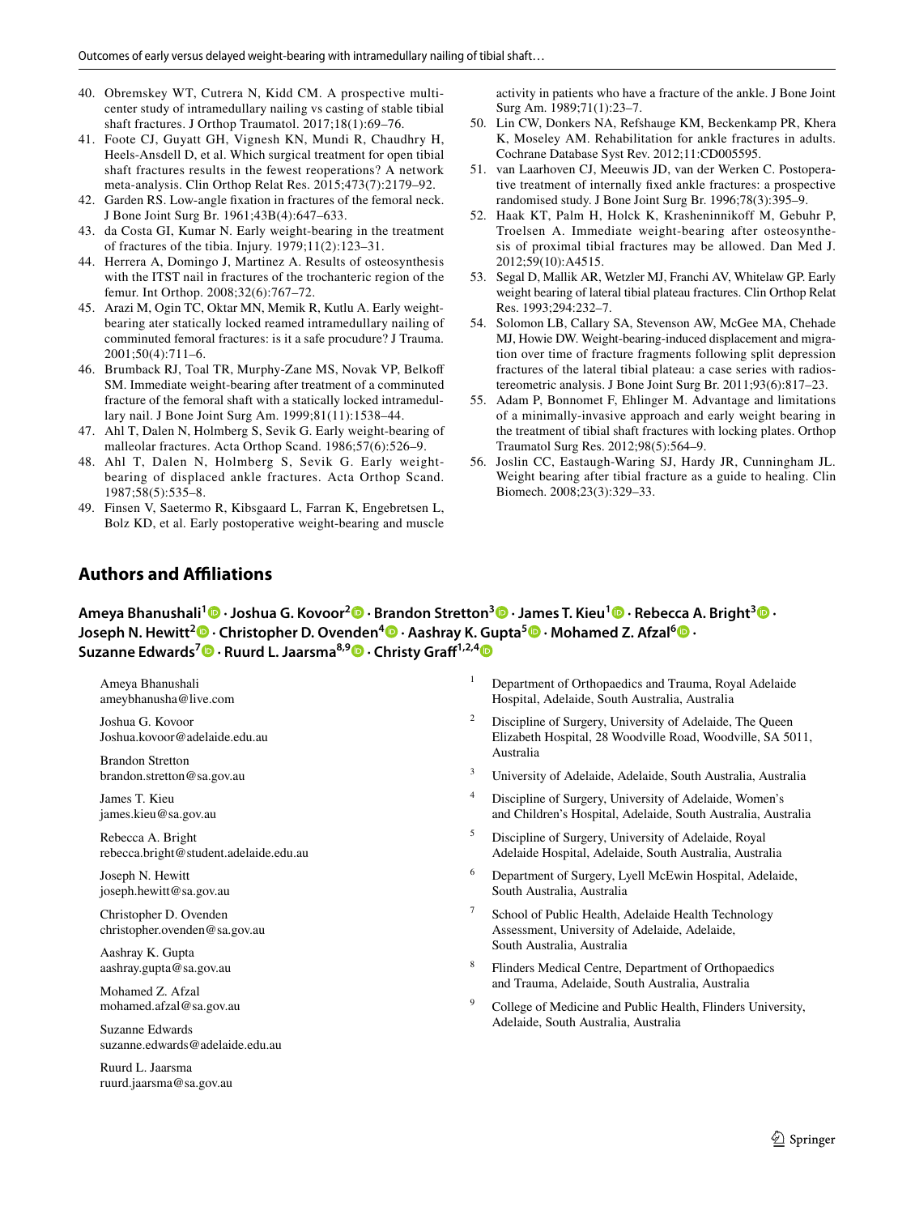40. Obremskey WT, Cutrera N, Kidd CM. A prospective multicenter study of intramedullary nailing vs casting of stable tibial shaft fractures. J Orthop Traumatol. 2017;18(1):69–76.
41. Foote CJ, Guyatt GH, Vignesh KN, Mundi R, Chaudhry H, Heels-Ansdell D, et al. Which surgical treatment for open tibial shaft fractures results in the fewest reoperations? A network meta-analysis. Clin Orthop Relat Res. 2015;473(7):2179–92.
42. Garden RS. Low-angle fixation in fractures of the femoral neck. J Bone Joint Surg Br. 1961;43B(4):647–633.
43. da Costa GI, Kumar N. Early weight-bearing in the treatment of fractures of the tibia. Injury. 1979;11(2):123–31.
44. Herrera A, Domingo J, Martinez A. Results of osteosynthesis with the ITST nail in fractures of the trochanteric region of the femur. Int Orthop. 2008;32(6):767–72.
45. Arazi M, Ogin TC, Oktar MN, Memik R, Kutlu A. Early weight-bearing ater statically locked reamed intramedullary nailing of comminuted femoral fractures: is it a safe procudure? J Trauma. 2001;50(4):711–6.
46. Brumback RJ, Toal TR, Murphy-Zane MS, Novak VP, Belkoff SM. Immediate weight-bearing after treatment of a comminuted fracture of the femoral shaft with a statically locked intramedullary nail. J Bone Joint Surg Am. 1999;81(11):1538–44.
47. Ahl T, Dalen N, Holmberg S, Sevik G. Early weight-bearing of malleolar fractures. Acta Orthop Scand. 1986;57(6):526–9.
48. Ahl T, Dalen N, Holmberg S, Sevik G. Early weight-bearing of displaced ankle fractures. Acta Orthop Scand. 1987;58(5):535–8.
49. Finsen V, Saetermo R, Kibsgaard L, Farran K, Engebretsen L, Bolz KD, et al. Early postoperative weight-bearing and muscle activity in patients who have a fracture of the ankle. J Bone Joint Surg Am. 1989;71(1):23–7.
50. Lin CW, Donkers NA, Refshauge KM, Beckenkamp PR, Khera K, Moseley AM. Rehabilitation for ankle fractures in adults. Cochrane Database Syst Rev. 2012;11:CD005595.
51. van Laarhoven CJ, Meeuwis JD, van der Werken C. Postoperative treatment of internally fixed ankle fractures: a prospective randomised study. J Bone Joint Surg Br. 1996;78(3):395–9.
52. Haak KT, Palm H, Holck K, Krasheninnikoff M, Gebuhr P, Troelsen A. Immediate weight-bearing after osteosynthesis of proximal tibial fractures may be allowed. Dan Med J. 2012;59(10):A4515.
53. Segal D, Mallik AR, Wetzler MJ, Franchi AV, Whitelaw GP. Early weight bearing of lateral tibial plateau fractures. Clin Orthop Relat Res. 1993;294:232–7.
54. Solomon LB, Callary SA, Stevenson AW, McGee MA, Chehade MJ, Howie DW. Weight-bearing-induced displacement and migration over time of fracture fragments following split depression fractures of the lateral tibial plateau: a case series with radiostereometric analysis. J Bone Joint Surg Br. 2011;93(6):817–23.
55. Adam P, Bonnomet F, Ehlinger M. Advantage and limitations of a minimally-invasive approach and early weight bearing in the treatment of tibial shaft fractures with locking plates. Orthop Traumatol Surg Res. 2012;98(5):564–9.
56. Joslin CC, Eastaugh-Waring SJ, Hardy JR, Cunningham JL. Weight bearing after tibial fracture as a guide to healing. Clin Biomech. 2008;23(3):329–33.

## Authors and Affiliations

**Ameya Bhanushali[1] · Joshua G. Kovoor[2] · Brandon Stretton[3] · James T. Kieu[1] · Rebecca A. Bright[3] · Joseph N. Hewitt[2] · Christopher D. Ovenden[4] · Aashray K. Gupta[5] · Mohamed Z. Afzal[6] · Suzanne Edwards[7] · Ruurd L. Jaarsma[8,9] · Christy Graff[1,2,4]**

Ameya Bhanushali
ameybhanusha@live.com

Joshua G. Kovoor
Joshua.kovoor@adelaide.edu.au

Brandon Stretton
brandon.stretton@sa.gov.au

James T. Kieu
james.kieu@sa.gov.au

Rebecca A. Bright
rebecca.bright@student.adelaide.edu.au

Joseph N. Hewitt
joseph.hewitt@sa.gov.au

Christopher D. Ovenden
christopher.ovenden@sa.gov.au

Aashray K. Gupta
aashray.gupta@sa.gov.au

Mohamed Z. Afzal
mohamed.afzal@sa.gov.au

Suzanne Edwards
suzanne.edwards@adelaide.edu.au

Ruurd L. Jaarsma
ruurd.jaarsma@sa.gov.au

1. Department of Orthopaedics and Trauma, Royal Adelaide Hospital, Adelaide, South Australia, Australia
2. Discipline of Surgery, University of Adelaide, The Queen Elizabeth Hospital, 28 Woodville Road, Woodville, SA 5011, Australia
3. University of Adelaide, Adelaide, South Australia, Australia
4. Discipline of Surgery, University of Adelaide, Women's and Children's Hospital, Adelaide, South Australia, Australia
5. Discipline of Surgery, University of Adelaide, Royal Adelaide Hospital, Adelaide, South Australia, Australia
6. Department of Surgery, Lyell McEwin Hospital, Adelaide, South Australia, Australia
7. School of Public Health, Adelaide Health Technology Assessment, University of Adelaide, Adelaide, South Australia, Australia
8. Flinders Medical Centre, Department of Orthopaedics and Trauma, Adelaide, South Australia, Australia
9. College of Medicine and Public Health, Flinders University, Adelaide, South Australia, Australia